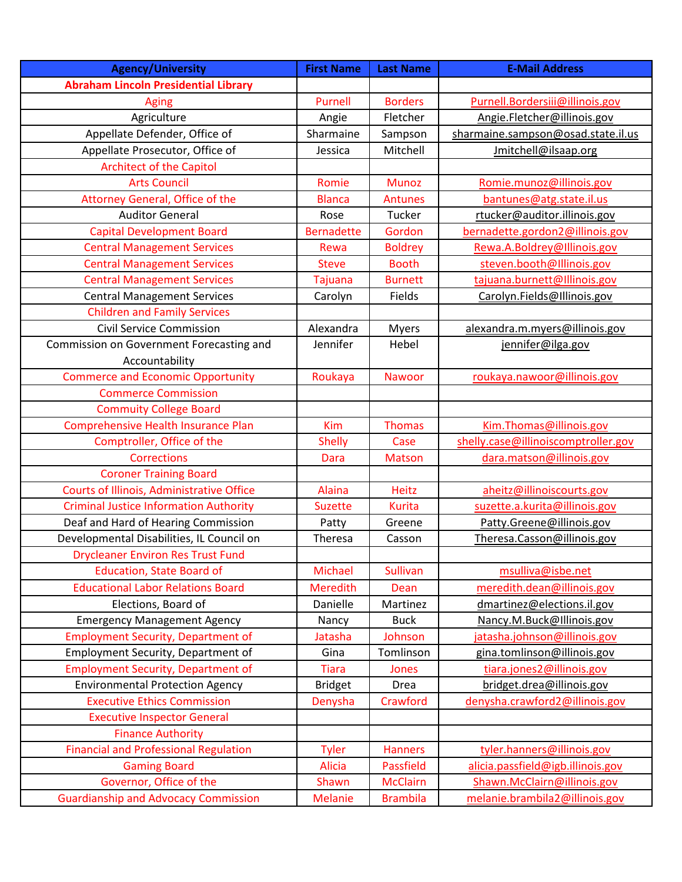| Agency/University | First Name | Last Name | E-Mail Address |
|---|---|---|---|
| **Abraham Lincoln Presidential Library** | | | |
| Aging | Purnell | Borders | Purnell.Bordersiii@illinois.gov |
| Agriculture | Angie | Fletcher | Angie.Fletcher@illinois.gov |
| Appellate Defender, Office of | Sharmaine | Sampson | sharmaine.sampson@osad.state.il.us |
| Appellate Prosecutor, Office of | Jessica | Mitchell | Jmitchell@ilsaap.org |
| Architect of the Capitol | | | |
| Arts Council | Romie | Munoz | Romie.munoz@illinois.gov |
| Attorney General, Office of the | Blanca | Antunes | bantunes@atg.state.il.us |
| Auditor General | Rose | Tucker | rtucker@auditor.illinois.gov |
| Capital Development Board | Bernadette | Gordon | bernadette.gordon2@illinois.gov |
| Central Management Services | Rewa | Boldrey | Rewa.A.Boldrey@Illinois.gov |
| Central Management Services | Steve | Booth | steven.booth@Illinois.gov |
| Central Management Services | Tajuana | Burnett | tajuana.burnett@Illinois.gov |
| Central Management Services | Carolyn | Fields | Carolyn.Fields@Illinois.gov |
| Children and Family Services | | | |
| Civil Service Commission | Alexandra | Myers | alexandra.m.myers@illinois.gov |
| Commission on Government Forecasting and Accountability | Jennifer | Hebel | jennifer@ilga.gov |
| Commerce and Economic Opportunity | Roukaya | Nawoor | roukaya.nawoor@illinois.gov |
| Commerce Commission | | | |
| Commuity College Board | | | |
| Comprehensive Health Insurance Plan | Kim | Thomas | Kim.Thomas@illinois.gov |
| Comptroller, Office of the | Shelly | Case | shelly.case@illinoiscomptroller.gov |
| Corrections | Dara | Matson | dara.matson@illinois.gov |
| Coroner Training Board | | | |
| Courts of Illinois, Administrative Office | Alaina | Heitz | aheitz@illinoiscourts.gov |
| Criminal Justice Information Authority | Suzette | Kurita | suzette.a.kurita@illinois.gov |
| Deaf and Hard of Hearing Commission | Patty | Greene | Patty.Greene@illinois.gov |
| Developmental Disabilities, IL Council on | Theresa | Casson | Theresa.Casson@illinois.gov |
| Drycleaner Environ Res Trust Fund | | | |
| Education, State Board of | Michael | Sullivan | msulliva@isbe.net |
| Educational Labor Relations Board | Meredith | Dean | meredith.dean@illinois.gov |
| Elections, Board of | Danielle | Martinez | dmartinez@elections.il.gov |
| Emergency Management Agency | Nancy | Buck | Nancy.M.Buck@Illinois.gov |
| Employment Security, Department of | Jatasha | Johnson | jatasha.johnson@illinois.gov |
| Employment Security, Department of | Gina | Tomlinson | gina.tomlinson@illinois.gov |
| Employment Security, Department of | Tiara | Jones | tiara.jones2@illinois.gov |
| Environmental Protection Agency | Bridget | Drea | bridget.drea@illinois.gov |
| Executive Ethics Commission | Denysha | Crawford | denysha.crawford2@illinois.gov |
| Executive Inspector General | | | |
| Finance Authority | | | |
| Financial and Professional Regulation | Tyler | Hanners | tyler.hanners@illinois.gov |
| Gaming Board | Alicia | Passfield | alicia.passfield@igb.illinois.gov |
| Governor, Office of the | Shawn | McClairn | Shawn.McClairn@illinois.gov |
| Guardianship and Advocacy Commission | Melanie | Brambila | melanie.brambila2@illinois.gov |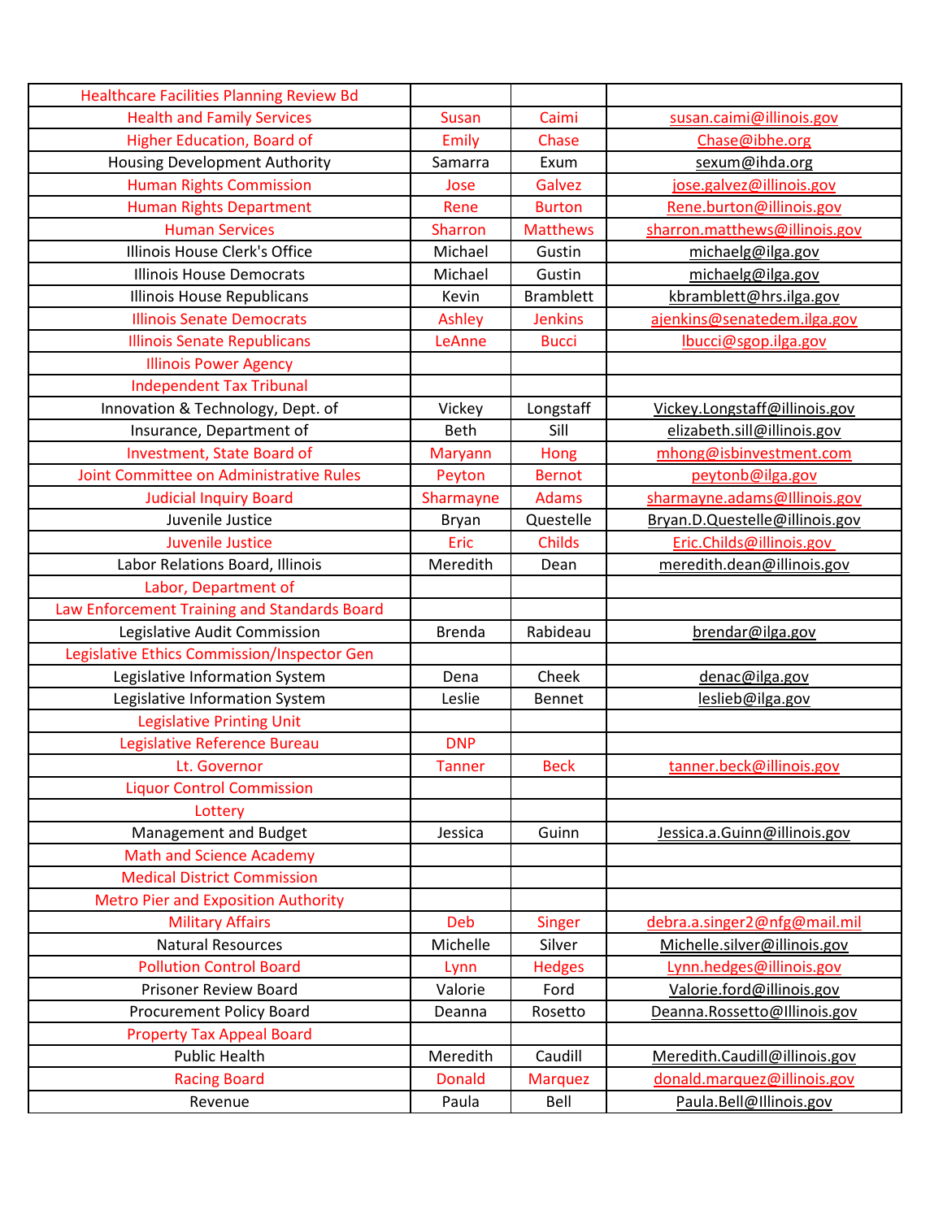| Healthcare Facilities Planning Review Bd | | | |
|---|---|---|---|
| Health and Family Services | Susan | Caimi | susan.caimi@illinois.gov |
| Higher Education, Board of | Emily | Chase | Chase@ibhe.org |
| Housing Development Authority | Samarra | Exum | sexum@ihda.org |
| Human Rights Commission | Jose | Galvez | jose.galvez@illinois.gov |
| Human Rights Department | Rene | Burton | Rene.burton@illinois.gov |
| Human Services | Sharron | Matthews | sharron.matthews@illinois.gov |
| Illinois House Clerk's Office | Michael | Gustin | michaelg@ilga.gov |
| Illinois House Democrats | Michael | Gustin | michaelg@ilga.gov |
| Illinois House Republicans | Kevin | Bramblett | kbramblett@hrs.ilga.gov |
| Illinois Senate Democrats | Ashley | Jenkins | ajenkins@senatedem.ilga.gov |
| Illinois Senate Republicans | LeAnne | Bucci | lbucci@sgop.ilga.gov |
| Illinois Power Agency | | | |
| Independent Tax Tribunal | | | |
| Innovation & Technology, Dept. of | Vickey | Longstaff | Vickey.Longstaff@illinois.gov |
| Insurance, Department of | Beth | Sill | elizabeth.sill@illinois.gov |
| Investment, State Board of | Maryann | Hong | mhong@isbinvestment.com |
| Joint Committee on Administrative Rules | Peyton | Bernot | peytonb@ilga.gov |
| Judicial Inquiry Board | Sharmayne | Adams | sharmayne.adams@Illinois.gov |
| Juvenile Justice | Bryan | Questelle | Bryan.D.Questelle@illinois.gov |
| Juvenile Justice | Eric | Childs | Eric.Childs@illinois.gov |
| Labor Relations Board, Illinois | Meredith | Dean | meredith.dean@illinois.gov |
| Labor, Department of | | | |
| Law Enforcement Training and Standards Board | | | |
| Legislative Audit Commission | Brenda | Rabideau | brendar@ilga.gov |
| Legislative Ethics Commission/Inspector Gen | | | |
| Legislative Information System | Dena | Cheek | denac@ilga.gov |
| Legislative Information System | Leslie | Bennet | leslieb@ilga.gov |
| Legislative Printing Unit | | | |
| Legislative Reference Bureau | DNP | | |
| Lt. Governor | Tanner | Beck | tanner.beck@illinois.gov |
| Liquor Control Commission | | | |
| Lottery | | | |
| Management and Budget | Jessica | Guinn | Jessica.a.Guinn@illinois.gov |
| Math and Science Academy | | | |
| Medical District Commission | | | |
| Metro Pier and Exposition Authority | | | |
| Military Affairs | Deb | Singer | debra.a.singer2@nfg@mail.mil |
| Natural Resources | Michelle | Silver | Michelle.silver@illinois.gov |
| Pollution Control Board | Lynn | Hedges | Lynn.hedges@illinois.gov |
| Prisoner Review Board | Valorie | Ford | Valorie.ford@illinois.gov |
| Procurement Policy Board | Deanna | Rosetto | Deanna.Rossetto@Illinois.gov |
| Property Tax Appeal Board | | | |
| Public Health | Meredith | Caudill | Meredith.Caudill@illinois.gov |
| Racing Board | Donald | Marquez | donald.marquez@illinois.gov |
| Revenue | Paula | Bell | Paula.Bell@Illinois.gov |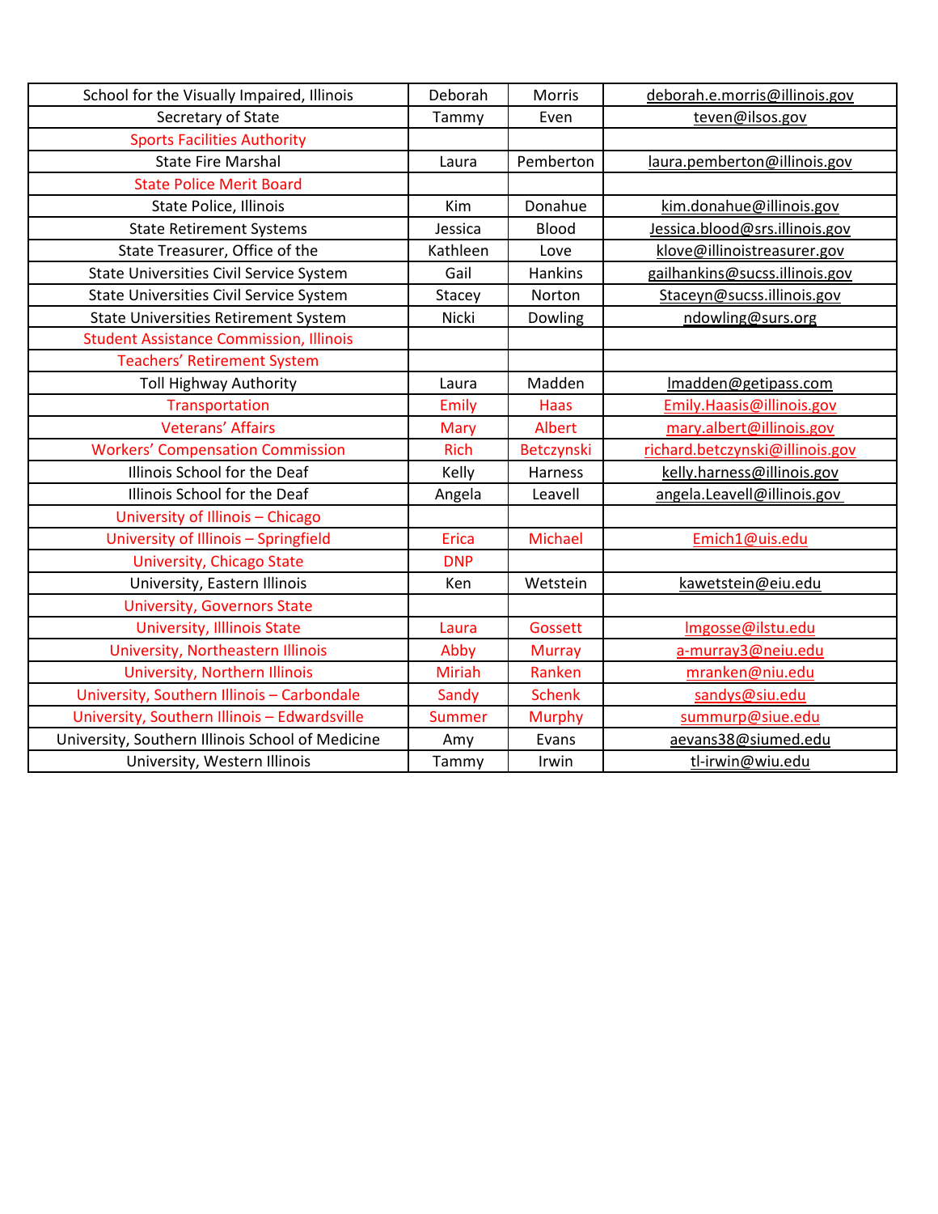| | | | |
|---|---|---|---|
| School for the Visually Impaired, Illinois | Deborah | Morris | deborah.e.morris@illinois.gov |
| Secretary of State | Tammy | Even | teven@ilsos.gov |
| Sports Facilities Authority | | | |
| State Fire Marshal | Laura | Pemberton | laura.pemberton@illinois.gov |
| State Police Merit Board | | | |
| State Police, Illinois | Kim | Donahue | kim.donahue@illinois.gov |
| State Retirement Systems | Jessica | Blood | Jessica.blood@srs.illinois.gov |
| State Treasurer, Office of the | Kathleen | Love | klove@illinoistreasurer.gov |
| State Universities Civil Service System | Gail | Hankins | gailhankins@sucss.illinois.gov |
| State Universities Civil Service System | Stacey | Norton | Staceyn@sucss.illinois.gov |
| State Universities Retirement System | Nicki | Dowling | ndowling@surs.org |
| Student Assistance Commission, Illinois | | | |
| Teachers' Retirement System | | | |
| Toll Highway Authority | Laura | Madden | lmadden@getipass.com |
| Transportation | Emily | Haas | Emily.Haasis@illinois.gov |
| Veterans' Affairs | Mary | Albert | mary.albert@illinois.gov |
| Workers' Compensation Commission | Rich | Betczynski | richard.betczynski@illinois.gov |
| Illinois School for the Deaf | Kelly | Harness | kelly.harness@illinois.gov |
| Illinois School for the Deaf | Angela | Leavell | angela.Leavell@illinois.gov |
| University of Illinois – Chicago | | | |
| University of Illinois – Springfield | Erica | Michael | Emich1@uis.edu |
| University, Chicago State | DNP | | |
| University, Eastern Illinois | Ken | Wetstein | kawetstein@eiu.edu |
| University, Governors State | | | |
| University, Illlinois State | Laura | Gossett | lmgosse@ilstu.edu |
| University, Northeastern Illinois | Abby | Murray | a-murray3@neiu.edu |
| University, Northern Illinois | Miriah | Ranken | mranken@niu.edu |
| University, Southern Illinois – Carbondale | Sandy | Schenk | sandys@siu.edu |
| University, Southern Illinois – Edwardsville | Summer | Murphy | summurp@siue.edu |
| University, Southern Illinois School of Medicine | Amy | Evans | aevans38@siumed.edu |
| University, Western Illinois | Tammy | Irwin | tl-irwin@wiu.edu |